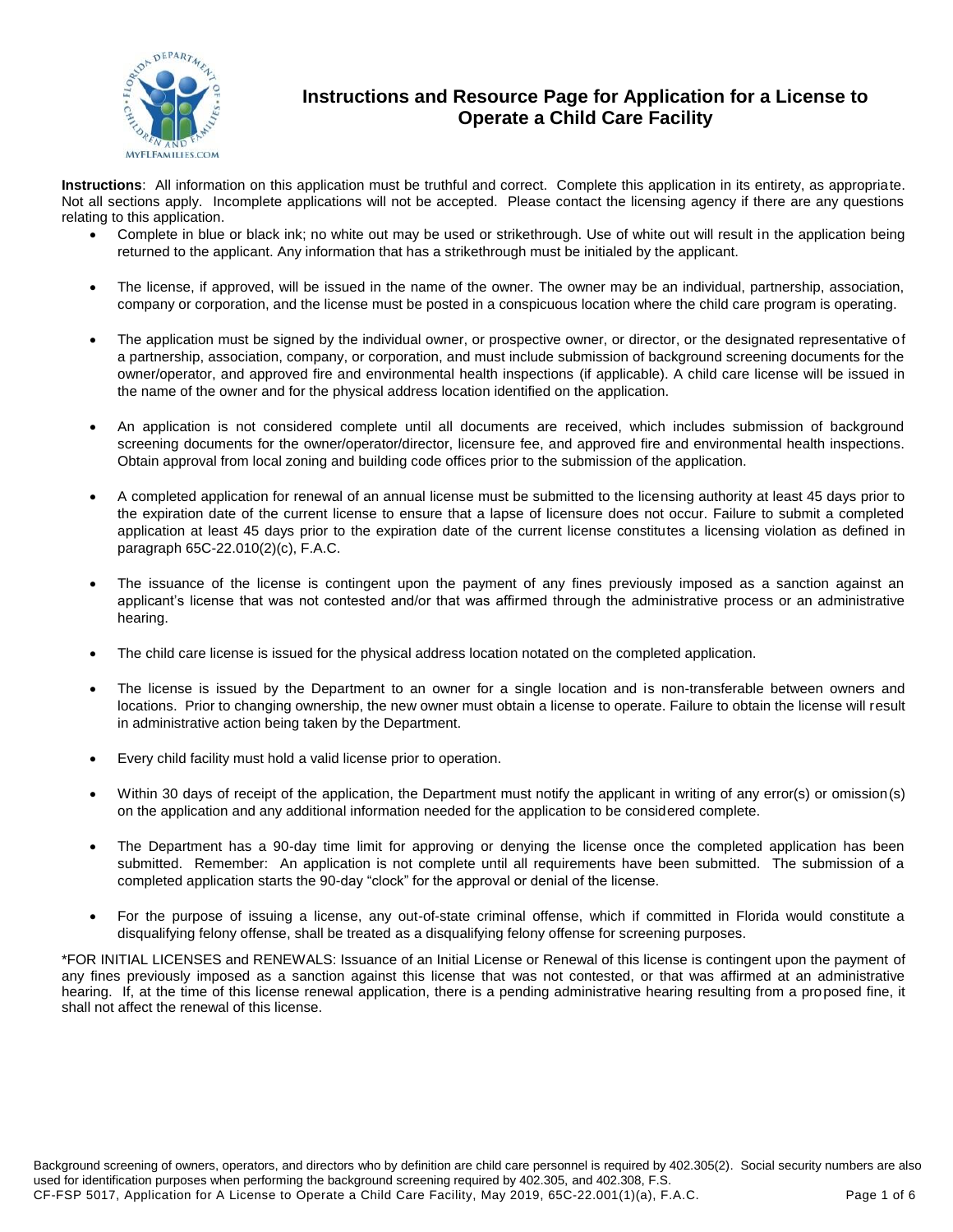# Instructions and Resource Page for Application for a License to Operate a Child Care Facility

**Instructions**: All information on this application must be truthful and correct. Complete this application in its entirety, as appropriate. Not all sections apply. Incomplete applications will not be accepted. Please contact the licensing agency if there are any questions relating to this application.

- Complete in blue or black ink; no white out may be used or strikethrough. Use of white out will result in the application being returned to the applicant. Any information that has a strikethrough must be initialed by the applicant.
- The license, if approved, will be issued in the name of the owner. The owner may be an individual, partnership, association, company or corporation, and the license must be posted in a conspicuous location where the child care program is operating.
- The application must be signed by the individual owner, or prospective owner, or director, or the designated representative of a partnership, association, company, or corporation, and must include submission of background screening documents for the owner/operator, and approved fire and environmental health inspections (if applicable). A child care license will be issued in the name of the owner and for the physical address location identified on the application.
- An application is not considered complete until all documents are received, which includes submission of background screening documents for the owner/operator/director, licensure fee, and approved fire and environmental health inspections. Obtain approval from local zoning and building code offices prior to the submission of the application.
- A completed application for renewal of an annual license must be submitted to the licensing authority at least 45 days prior to the expiration date of the current license to ensure that a lapse of licensure does not occur. Failure to submit a completed application at least 45 days prior to the expiration date of the current license constitutes a licensing violation as defined in paragraph 65C-22.010(2)(c), F.A.C.
- The issuance of the license is contingent upon the payment of any fines previously imposed as a sanction against an applicant's license that was not contested and/or that was affirmed through the administrative process or an administrative hearing.
- The child care license is issued for the physical address location notated on the completed application.
- The license is issued by the Department to an owner for a single location and is non-transferable between owners and locations. Prior to changing ownership, the new owner must obtain a license to operate. Failure to obtain the license will result in administrative action being taken by the Department.
- Every child facility must hold a valid license prior to operation.
- Within 30 days of receipt of the application, the Department must notify the applicant in writing of any error(s) or omission(s) on the application and any additional information needed for the application to be considered complete.
- The Department has a 90-day time limit for approving or denying the license once the completed application has been submitted. Remember: An application is not complete until all requirements have been submitted. The submission of a completed application starts the 90-day "clock" for the approval or denial of the license.
- For the purpose of issuing a license, any out-of-state criminal offense, which if committed in Florida would constitute a disqualifying felony offense, shall be treated as a disqualifying felony offense for screening purposes.

*FOR INITIAL LICENSES and RENEWALS: Issuance of an Initial License or Renewal of this license is contingent upon the payment of any fines previously imposed as a sanction against this license that was not contested, or that was affirmed at an administrative hearing. If, at the time of this license renewal application, there is a pending administrative hearing resulting from a proposed fine, it shall not affect the renewal of this license.

Background screening of owners, operators, and directors who by definition are child care personnel is required by 402.305(2). Social security numbers are also used for identification purposes when performing the background screening required by 402.305, and 402.308, F.S.

CF-FSP 5017, Application for A License to Operate a Child Care Facility, May 2019, 65C-22.001(1)(a), F.A.C.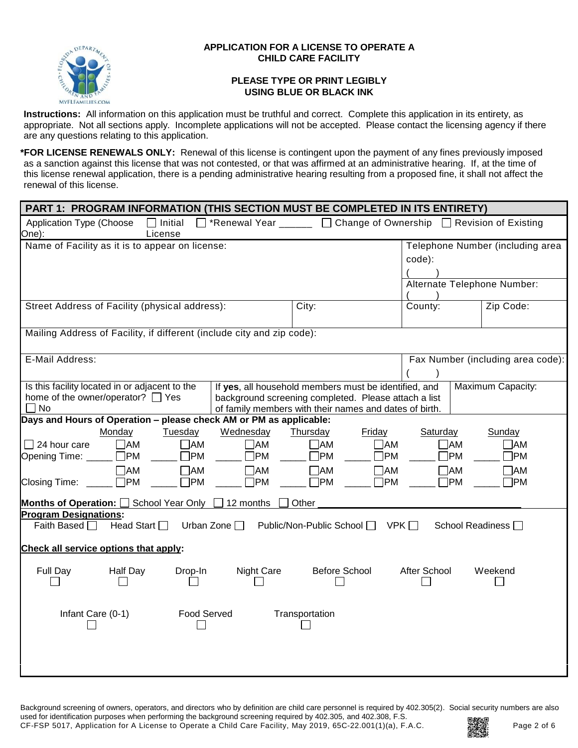**APPLICATION FOR A LICENSE TO OPERATE A CHILD CARE FACILITY**

**PLEASE TYPE OR PRINT LEGIBLY USING BLUE OR BLACK INK**

**Instructions:** All information on this application must be truthful and correct. Complete this application in its entirety, as appropriate. Not all sections apply. Incomplete applications will not be accepted. Please contact the licensing agency if there are any questions relating to this application.

**\*FOR LICENSE RENEWALS ONLY:** Renewal of this license is contingent upon the payment of any fines previously imposed as a sanction against this license that was not contested, or that was affirmed at an administrative hearing. If, at the time of this license renewal application, there is a pending administrative hearing resulting from a proposed fine, it shall not affect the renewal of this license.

## PART 1: PROGRAM INFORMATION (THIS SECTION MUST BE COMPLETED IN ITS ENTIRETY)

Application Type (Choose One): ☐ Initial License ☐ *Renewal Year ______ ☐ Change of Ownership ☐ Revision of Existing

| Name of Facility as it is to appear on license: | | Telephone Number (including area code): ( ) | |
|---|---|---|---|
| | | Alternate Telephone Number: ( ) | |
| Street Address of Facility (physical address): | City: | County: | Zip Code: |
| Mailing Address of Facility, if different (include city and zip code): | | | |
| E-Mail Address: | | Fax Number (including area code): ( ) | |
| Is this facility located in or adjacent to the home of the owner/operator? ☐ Yes ☐ No | If **yes**, all household members must be identified, and background screening completed. Please attach a list of family members with their names and dates of birth. | Maximum Capacity: | |

**Days and Hours of Operation – please check AM or PM as applicable:**

| | Monday | Tuesday | Wednesday | Thursday | Friday | Saturday | Sunday |
|---|---|---|---|---|---|---|---|
| ☐ 24 hour care | | | | | | | |
| Opening Time: | _____ ☐AM ☐PM | _____ ☐AM ☐PM | _____ ☐AM ☐PM | _____ ☐AM ☐PM | _____ ☐AM ☐PM | _____ ☐AM ☐PM | _____ ☐AM ☐PM |
| Closing Time: | _____ ☐AM ☐PM | _____ ☐AM ☐PM | _____ ☐AM ☐PM | _____ ☐AM ☐PM | _____ ☐AM ☐PM | _____ ☐AM ☐PM | _____ ☐AM ☐PM |

**Months of Operation:** ☐ School Year Only ☐ 12 months ☐ Other ____________________

**Program Designations:**

Faith Based ☐ Head Start ☐ Urban Zone ☐ Public/Non-Public School ☐ VPK ☐ School Readiness ☐

**Check all service options that apply:**

| Full Day | Half Day | Drop-In | Night Care | Before School | After School | Weekend |
|---|---|---|---|---|---|---|
| ☐ | ☐ | ☐ | ☐ | ☐ | ☐ | ☐ |

| Infant Care (0-1) | Food Served | Transportation |
|---|---|---|
| ☐ | ☐ | ☐ |

Background screening of owners, operators, and directors who by definition are child care personnel is required by 402.305(2). Social security numbers are also used for identification purposes when performing the background screening required by 402.305, and 402.308, F.S.

CF-FSP 5017, Application for A License to Operate a Child Care Facility, May 2019, 65C-22.001(1)(a), F.A.C.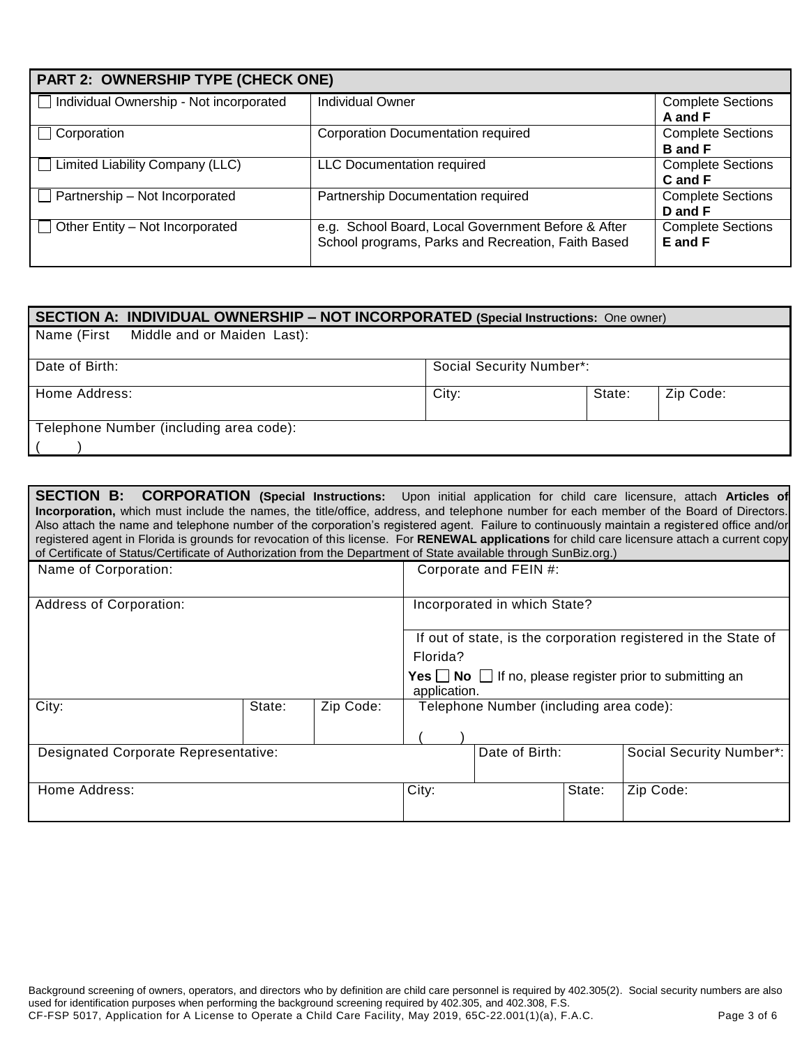## PART 2: OWNERSHIP TYPE (CHECK ONE)

| | | |
|---|---|---|
| ☐ Individual Ownership - Not incorporated | Individual Owner | Complete Sections **A and F** |
| ☐ Corporation | Corporation Documentation required | Complete Sections **B and F** |
| ☐ Limited Liability Company (LLC) | LLC Documentation required | Complete Sections **C and F** |
| ☐ Partnership – Not Incorporated | Partnership Documentation required | Complete Sections **D and F** |
| ☐ Other Entity – Not Incorporated | e.g. School Board, Local Government Before & After School programs, Parks and Recreation, Faith Based | Complete Sections **E and F** |

## SECTION A: INDIVIDUAL OWNERSHIP – NOT INCORPORATED (Special Instructions: One owner)

| | | | |
|---|---|---|---|
| Name (First Middle and or Maiden Last): | | | |
| Date of Birth: | Social Security Number*: | | |
| Home Address: | City: | State: | Zip Code: |
| Telephone Number (including area code): ( ) | | | |

## SECTION B: CORPORATION

**(Special Instructions:** Upon initial application for child care licensure, attach **Articles of Incorporation,** which must include the names, the title/office, address, and telephone number for each member of the Board of Directors. Also attach the name and telephone number of the corporation's registered agent. Failure to continuously maintain a registered office and/or registered agent in Florida is grounds for revocation of this license. For **RENEWAL applications** for child care licensure attach a current copy of Certificate of Status/Certificate of Authorization from the Department of State available through SunBiz.org.)

| | | | | | |
|---|---|---|---|---|---|
| Name of Corporation: | | | Corporate and FEIN #: | | |
| Address of Corporation: | | | Incorporated in which State? If out of state, is the corporation registered in the State of Florida? **Yes** ☐ **No** ☐ If no, please register prior to submitting an application. | | |
| City: | State: | Zip Code: | Telephone Number (including area code): ( ) | | |
| Designated Corporate Representative: | | | | Date of Birth: | Social Security Number*: |
| Home Address: | | | City: | State: | Zip Code: |

Background screening of owners, operators, and directors who by definition are child care personnel is required by 402.305(2). Social security numbers are also used for identification purposes when performing the background screening required by 402.305, and 402.308, F.S.

CF-FSP 5017, Application for A License to Operate a Child Care Facility, May 2019, 65C-22.001(1)(a), F.A.C.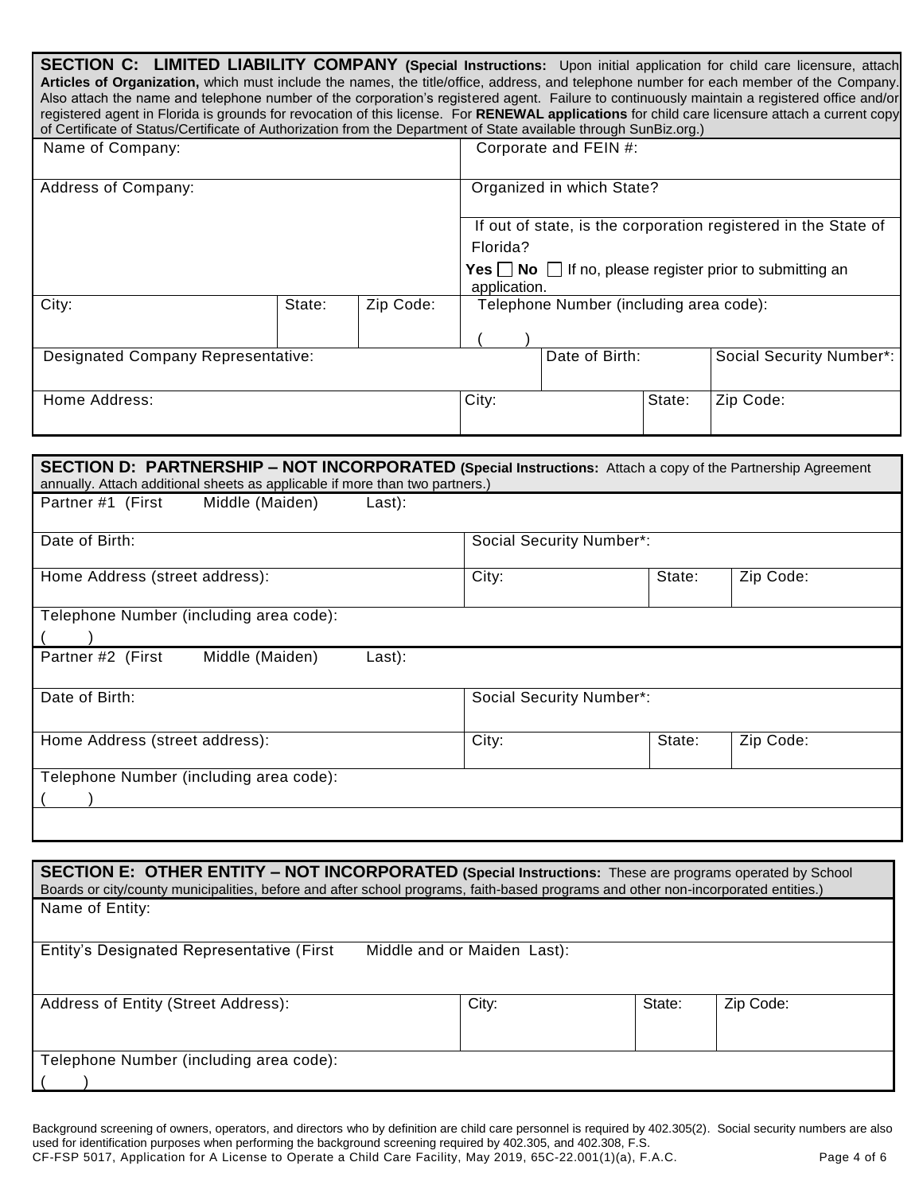**SECTION C: LIMITED LIABILITY COMPANY (Special Instructions:** Upon initial application for child care licensure, attach **Articles of Organization,** which must include the names, the title/office, address, and telephone number for each member of the Company. Also attach the name and telephone number of the corporation's registered agent. Failure to continuously maintain a registered office and/or registered agent in Florida is grounds for revocation of this license. For **RENEWAL applications** for child care licensure attach a current copy of Certificate of Status/Certificate of Authorization from the Department of State available through SunBiz.org.)

| | | | | | | |
|---|---|---|---|---|---|---|
| Name of Company: | | | Corporate and FEIN #: | | | |
| Address of Company: | | | Organized in which State? | | | |
| | | | If out of state, is the corporation registered in the State of Florida? **Yes** ☐ **No** ☐ If no, please register prior to submitting an application. | | | |
| City: | State: | Zip Code: | Telephone Number (including area code): ( ) | | | |
| Designated Company Representative: | | | | Date of Birth: | | Social Security Number*: |
| Home Address: | | | City: | | State: | Zip Code: |

**SECTION D: PARTNERSHIP – NOT INCORPORATED (Special Instructions:** Attach a copy of the Partnership Agreement annually. Attach additional sheets as applicable if more than two partners.)

| | | | |
|---|---|---|---|
| Partner #1 (First Middle (Maiden) Last): | | | |
| Date of Birth: | Social Security Number*: | | |
| Home Address (street address): | City: | State: | Zip Code: |
| Telephone Number (including area code): ( ) | | | |
| Partner #2 (First Middle (Maiden) Last): | | | |
| Date of Birth: | Social Security Number*: | | |
| Home Address (street address): | City: | State: | Zip Code: |
| Telephone Number (including area code): ( ) | | | |

**SECTION E: OTHER ENTITY – NOT INCORPORATED (Special Instructions:** These are programs operated by School Boards or city/county municipalities, before and after school programs, faith-based programs and other non-incorporated entities.)

| | | | |
|---|---|---|---|
| Name of Entity: | | | |
| Entity's Designated Representative (First Middle and or Maiden Last): | | | |
| Address of Entity (Street Address): | City: | State: | Zip Code: |
| Telephone Number (including area code): ( ) | | | |

Background screening of owners, operators, and directors who by definition are child care personnel is required by 402.305(2). Social security numbers are also used for identification purposes when performing the background screening required by 402.305, and 402.308, F.S.

CF-FSP 5017, Application for A License to Operate a Child Care Facility, May 2019, 65C-22.001(1)(a), F.A.C.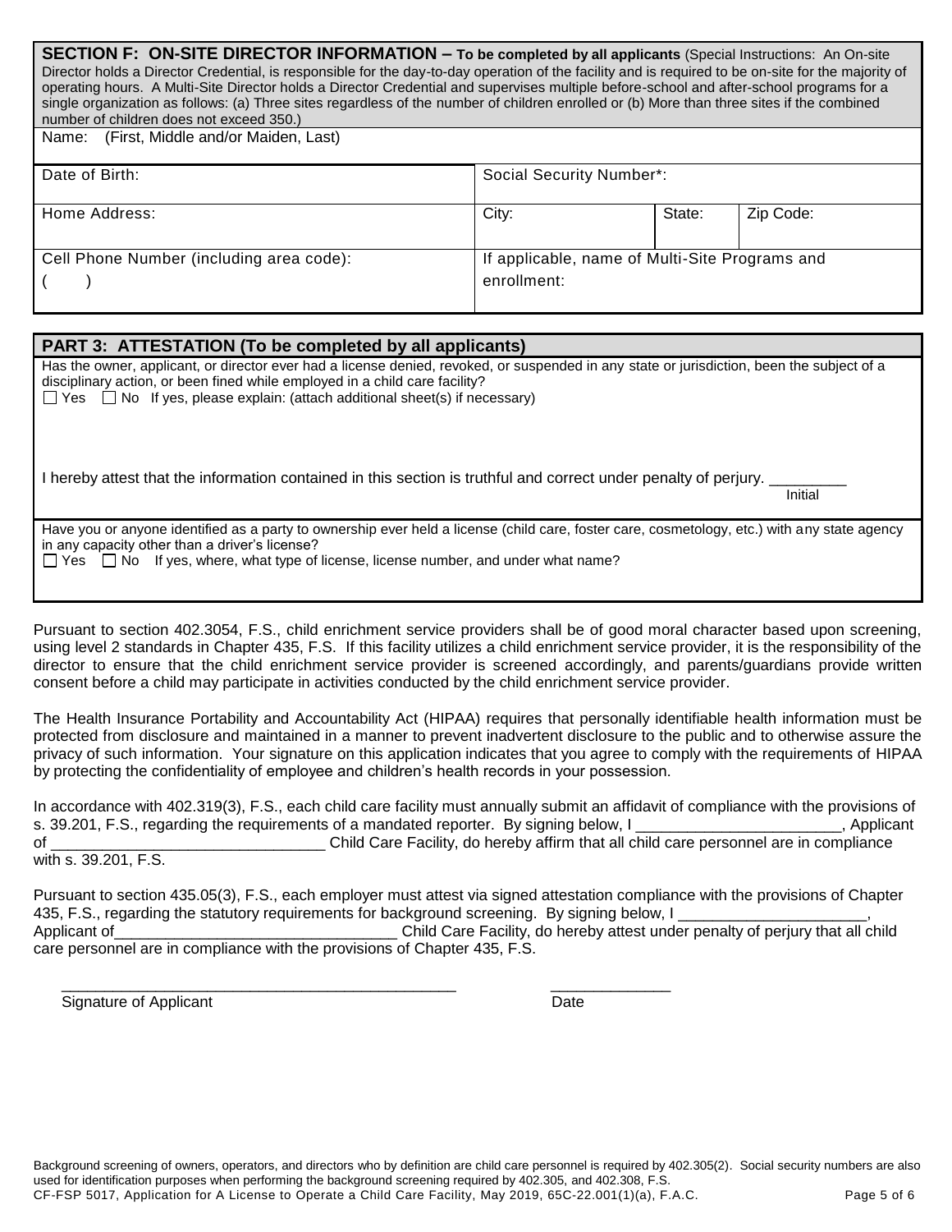**SECTION F: ON-SITE DIRECTOR INFORMATION – To be completed by all applicants** (Special Instructions: An On-site Director holds a Director Credential, is responsible for the day-to-day operation of the facility and is required to be on-site for the majority of operating hours. A Multi-Site Director holds a Director Credential and supervises multiple before-school and after-school programs for a single organization as follows: (a) Three sites regardless of the number of children enrolled or (b) More than three sites if the combined number of children does not exceed 350.)

| Name: (First, Middle and/or Maiden, Last) | | | |
|---|---|---|---|
| Date of Birth: | Social Security Number*: | | |
| Home Address: | City: | State: | Zip Code: |
| Cell Phone Number (including area code): ( ) | If applicable, name of Multi-Site Programs and enrollment: | | |

**PART 3: ATTESTATION (To be completed by all applicants)**

Has the owner, applicant, or director ever had a license denied, revoked, or suspended in any state or jurisdiction, been the subject of a disciplinary action, or been fined while employed in a child care facility?

☐ Yes ☐ No If yes, please explain: (attach additional sheet(s) if necessary)

I hereby attest that the information contained in this section is truthful and correct under penalty of perjury. _________
Initial

Have you or anyone identified as a party to ownership ever held a license (child care, foster care, cosmetology, etc.) with any state agency in any capacity other than a driver's license?

☐ Yes ☐ No If yes, where, what type of license, license number, and under what name?

Pursuant to section 402.3054, F.S., child enrichment service providers shall be of good moral character based upon screening, using level 2 standards in Chapter 435, F.S. If this facility utilizes a child enrichment service provider, it is the responsibility of the director to ensure that the child enrichment service provider is screened accordingly, and parents/guardians provide written consent before a child may participate in activities conducted by the child enrichment service provider.

The Health Insurance Portability and Accountability Act (HIPAA) requires that personally identifiable health information must be protected from disclosure and maintained in a manner to prevent inadvertent disclosure to the public and to otherwise assure the privacy of such information. Your signature on this application indicates that you agree to comply with the requirements of HIPAA by protecting the confidentiality of employee and children's health records in your possession.

In accordance with 402.319(3), F.S., each child care facility must annually submit an affidavit of compliance with the provisions of s. 39.201, F.S., regarding the requirements of a mandated reporter. By signing below, I ________________________, Applicant of ________________________________ Child Care Facility, do hereby affirm that all child care personnel are in compliance with s. 39.201, F.S.

Pursuant to section 435.05(3), F.S., each employer must attest via signed attestation compliance with the provisions of Chapter 435, F.S., regarding the statutory requirements for background screening. By signing below, I ______________________, Applicant of________________________________ Child Care Facility, do hereby attest under penalty of perjury that all child care personnel are in compliance with the provisions of Chapter 435, F.S.

_______________________________________________ ______________
Signature of Applicant Date

Background screening of owners, operators, and directors who by definition are child care personnel is required by 402.305(2). Social security numbers are also used for identification purposes when performing the background screening required by 402.305, and 402.308, F.S.

CF-FSP 5017, Application for A License to Operate a Child Care Facility, May 2019, 65C-22.001(1)(a), F.A.C.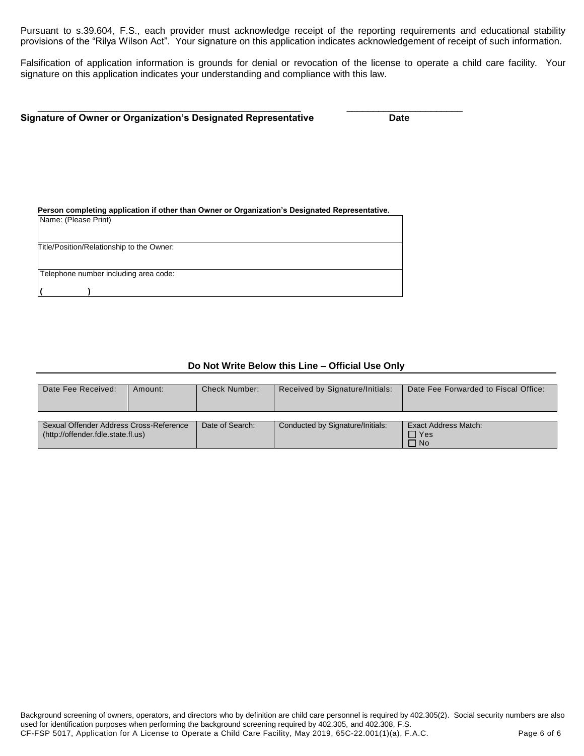Pursuant to s.39.604, F.S., each provider must acknowledge receipt of the reporting requirements and educational stability provisions of the "Rilya Wilson Act". Your signature on this application indicates acknowledgement of receipt of such information.

Falsification of application information is grounds for denial or revocation of the license to operate a child care facility. Your signature on this application indicates your understanding and compliance with this law.

_______________________________________________ _____________________

**Signature of Owner or Organization's Designated Representative** **Date**

**Person completing application if other than Owner or Organization's Designated Representative.**

| |
|---|
| Name: (Please Print) |
| Title/Position/Relationship to the Owner: |
| Telephone number including area code:<br>( ) |

**Do Not Write Below this Line – Official Use Only**

| Date Fee Received: | Amount: | Check Number: | Received by Signature/Initials: | Date Fee Forwarded to Fiscal Office: |
|---|---|---|---|---|
| | | | | |

| Sexual Offender Address Cross-Reference (http://offender.fdle.state.fl.us) | Date of Search: | Conducted by Signature/Initials: | Exact Address Match: |
|---|---|---|---|
| | | | ☐ Yes<br>☐ No |

Background screening of owners, operators, and directors who by definition are child care personnel is required by 402.305(2). Social security numbers are also used for identification purposes when performing the background screening required by 402.305, and 402.308, F.S.

CF-FSP 5017, Application for A License to Operate a Child Care Facility, May 2019, 65C-22.001(1)(a), F.A.C.